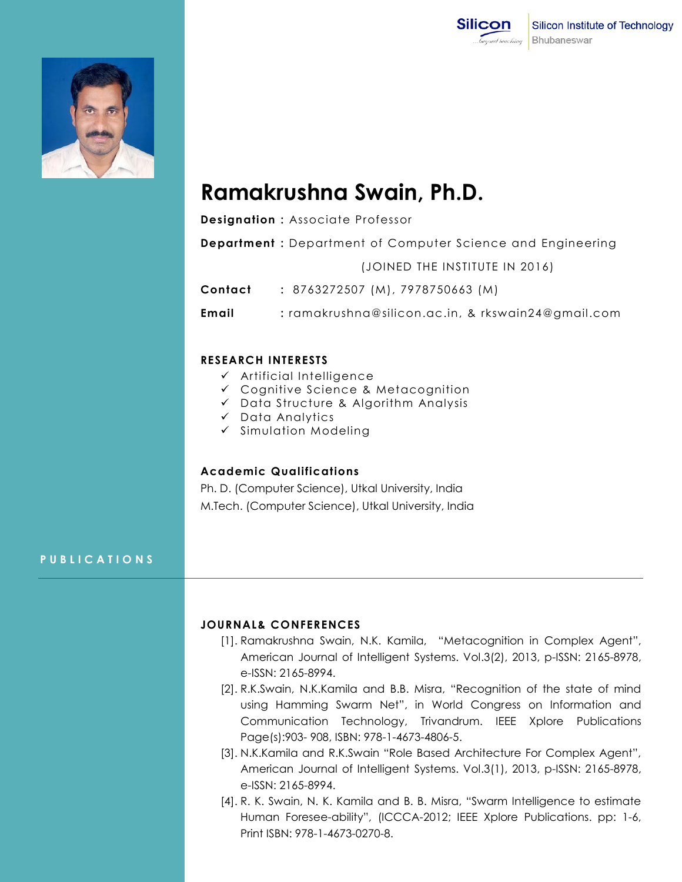Silicon Institute of Technology
Bhubaneswar

# Ramakrushna Swain, Ph.D.

**Designation :** Associate Professor

**Department :** Department of Computer Science and Engineering

(JOINED THE INSTITUTE IN 2016)

**Contact :** 8763272507 (M), 7978750663 (M)

**Email :** ramakrushna@silicon.ac.in, & rkswain24@gmail.com

### RESEARCH INTERESTS

- ✓ Artificial Intelligence
- ✓ Cognitive Science & Metacognition
- ✓ Data Structure & Algorithm Analysis
- ✓ Data Analytics
- ✓ Simulation Modeling

### Academic Qualifications

Ph. D. (Computer Science), Utkal University, India

M.Tech. (Computer Science), Utkal University, India

## PUBLICATIONS

### JOURNAL& CONFERENCES

[1]. Ramakrushna Swain, N.K. Kamila, "Metacognition in Complex Agent", American Journal of Intelligent Systems. Vol.3(2), 2013, p-ISSN: 2165-8978, e-ISSN: 2165-8994.

[2]. R.K.Swain, N.K.Kamila and B.B. Misra, "Recognition of the state of mind using Hamming Swarm Net", in World Congress on Information and Communication Technology, Trivandrum. IEEE Xplore Publications Page(s):903- 908, ISBN: 978-1-4673-4806-5.

[3]. N.K.Kamila and R.K.Swain "Role Based Architecture For Complex Agent", American Journal of Intelligent Systems. Vol.3(1), 2013, p-ISSN: 2165-8978, e-ISSN: 2165-8994.

[4]. R. K. Swain, N. K. Kamila and B. B. Misra, "Swarm Intelligence to estimate Human Foresee-ability", (ICCCA-2012; IEEE Xplore Publications. pp: 1-6, Print ISBN: 978-1-4673-0270-8.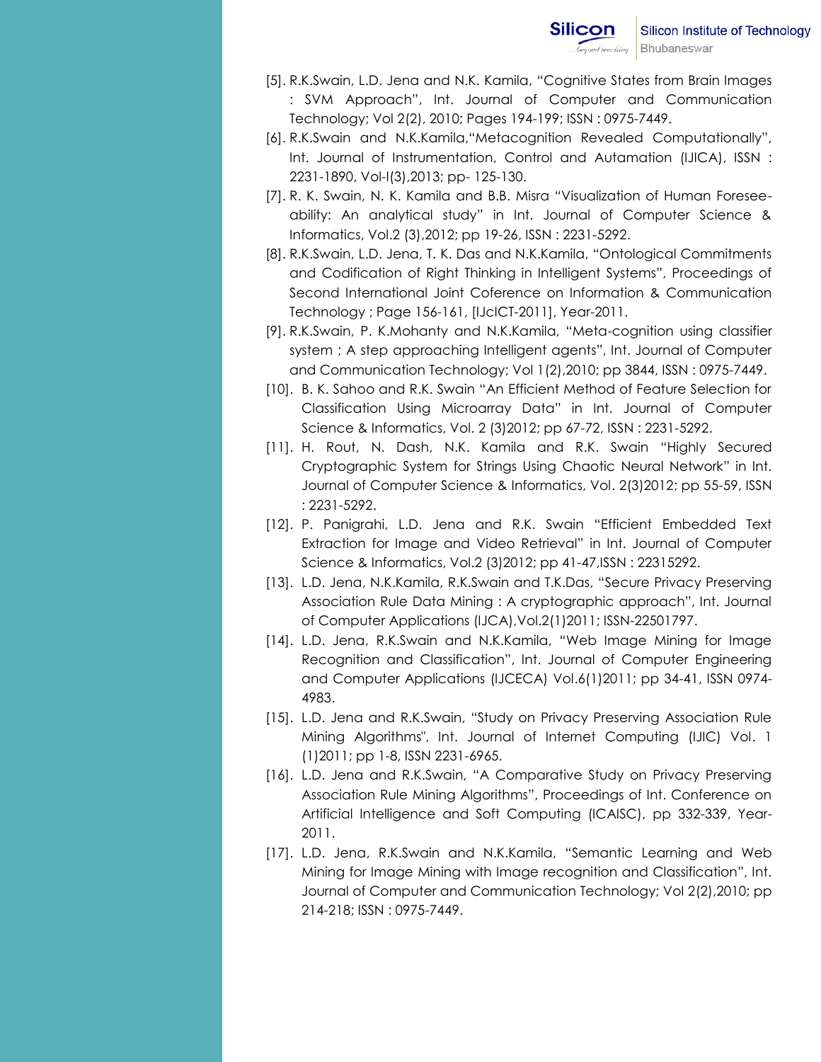[5]. R.K.Swain, L.D. Jena and N.K. Kamila, "Cognitive States from Brain Images : SVM Approach", Int. Journal of Computer and Communication Technology; Vol 2(2), 2010; Pages 194-199; ISSN : 0975-7449.

[6]. R.K.Swain and N.K.Kamila,"Metacognition Revealed Computationally", Int. Journal of Instrumentation, Control and Automation (IJICA), ISSN : 2231-1890, Vol-I(3),2013; pp- 125-130.

[7]. R. K. Swain, N. K. Kamila and B.B. Misra "Visualization of Human Foresee-ability: An analytical study" in Int. Journal of Computer Science & Informatics, Vol.2 (3),2012; pp 19-26, ISSN : 2231-5292.

[8]. R.K.Swain, L.D. Jena, T. K. Das and N.K.Kamila, "Ontological Commitments and Codification of Right Thinking in Intelligent Systems", Proceedings of Second International Joint Coference on Information & Communication Technology ; Page 156-161, [IJcICT-2011], Year-2011.

[9]. R.K.Swain, P. K.Mohanty and N.K.Kamila, "Meta-cognition using classifier system ; A step approaching Intelligent agents", Int. Journal of Computer and Communication Technology; Vol 1(2),2010; pp 3844, ISSN : 0975-7449.

[10]. B. K. Sahoo and R.K. Swain "An Efficient Method of Feature Selection for Classification Using Microarray Data" in Int. Journal of Computer Science & Informatics, Vol. 2 (3)2012; pp 67-72, ISSN : 2231-5292.

[11]. H. Rout, N. Dash, N.K. Kamila and R.K. Swain "Highly Secured Cryptographic System for Strings Using Chaotic Neural Network" in Int. Journal of Computer Science & Informatics, Vol. 2(3)2012; pp 55-59, ISSN : 2231-5292.

[12]. P. Panigrahi, L.D. Jena and R.K. Swain "Efficient Embedded Text Extraction for Image and Video Retrieval" in Int. Journal of Computer Science & Informatics, Vol.2 (3)2012; pp 41-47,ISSN : 22315292.

[13]. L.D. Jena, N.K.Kamila, R.K.Swain and T.K.Das, "Secure Privacy Preserving Association Rule Data Mining : A cryptographic approach", Int. Journal of Computer Applications (IJCA),Vol.2(1)2011; ISSN-22501797.

[14]. L.D. Jena, R.K.Swain and N.K.Kamila, "Web Image Mining for Image Recognition and Classification", Int. Journal of Computer Engineering and Computer Applications (IJCECA) Vol.6(1)2011; pp 34-41, ISSN 0974-4983.

[15]. L.D. Jena and R.K.Swain, "Study on Privacy Preserving Association Rule Mining Algorithms", Int. Journal of Internet Computing (IJIC) Vol. 1 (1)2011; pp 1-8, ISSN 2231-6965.

[16]. L.D. Jena and R.K.Swain, "A Comparative Study on Privacy Preserving Association Rule Mining Algorithms", Proceedings of Int. Conference on Artificial Intelligence and Soft Computing (ICAISC), pp 332-339, Year-2011.

[17]. L.D. Jena, R.K.Swain and N.K.Kamila, "Semantic Learning and Web Mining for Image Mining with Image recognition and Classification", Int. Journal of Computer and Communication Technology; Vol 2(2),2010; pp 214-218; ISSN : 0975-7449.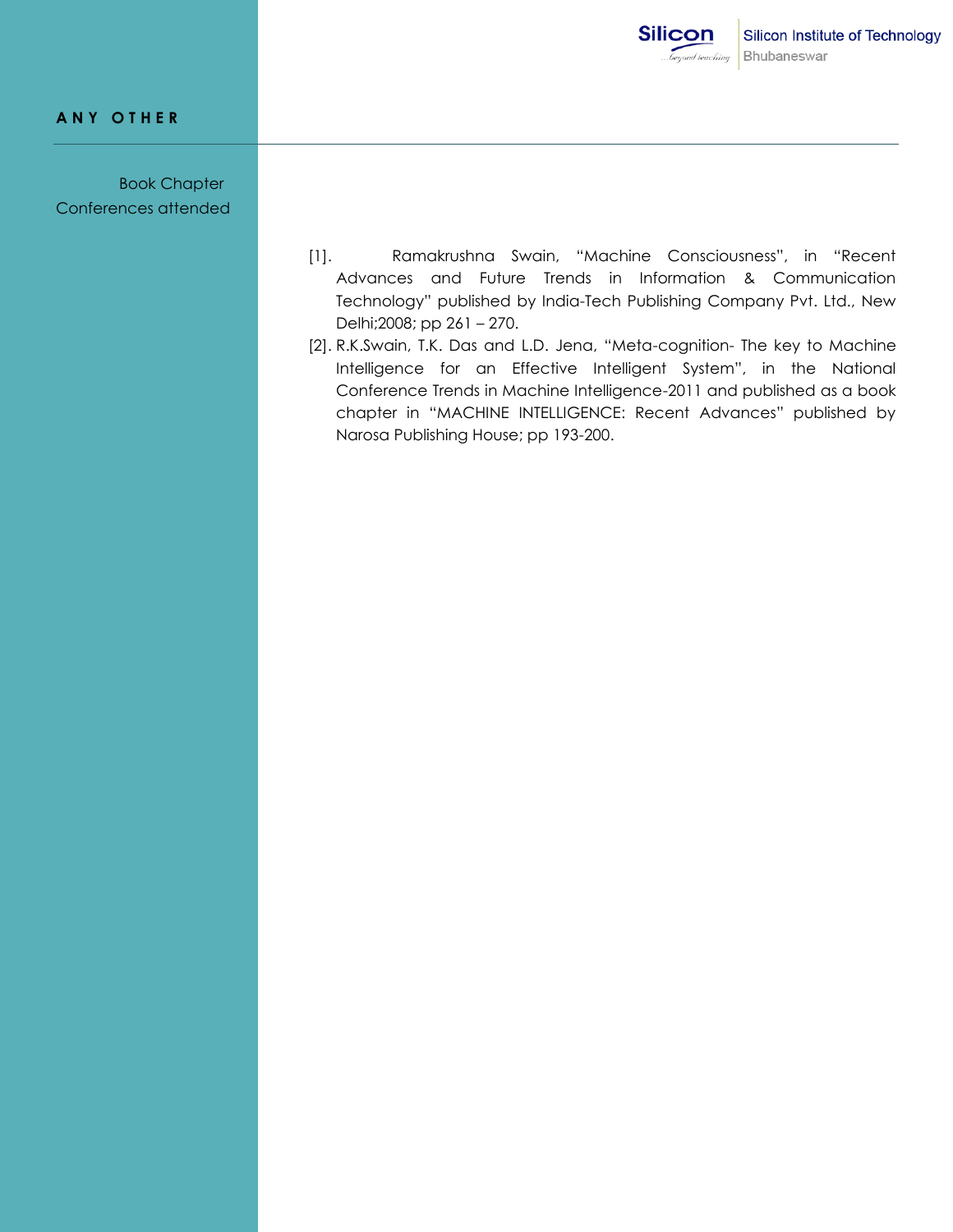## ANY OTHER

Book Chapter
Conferences attended

[1]. Ramakrushna Swain, "Machine Consciousness", in "Recent Advances and Future Trends in Information & Communication Technology" published by India-Tech Publishing Company Pvt. Ltd., New Delhi;2008; pp 261 – 270.

[2]. R.K.Swain, T.K. Das and L.D. Jena, "Meta-cognition- The key to Machine Intelligence for an Effective Intelligent System", in the National Conference Trends in Machine Intelligence-2011 and published as a book chapter in "MACHINE INTELLIGENCE: Recent Advances" published by Narosa Publishing House; pp 193-200.